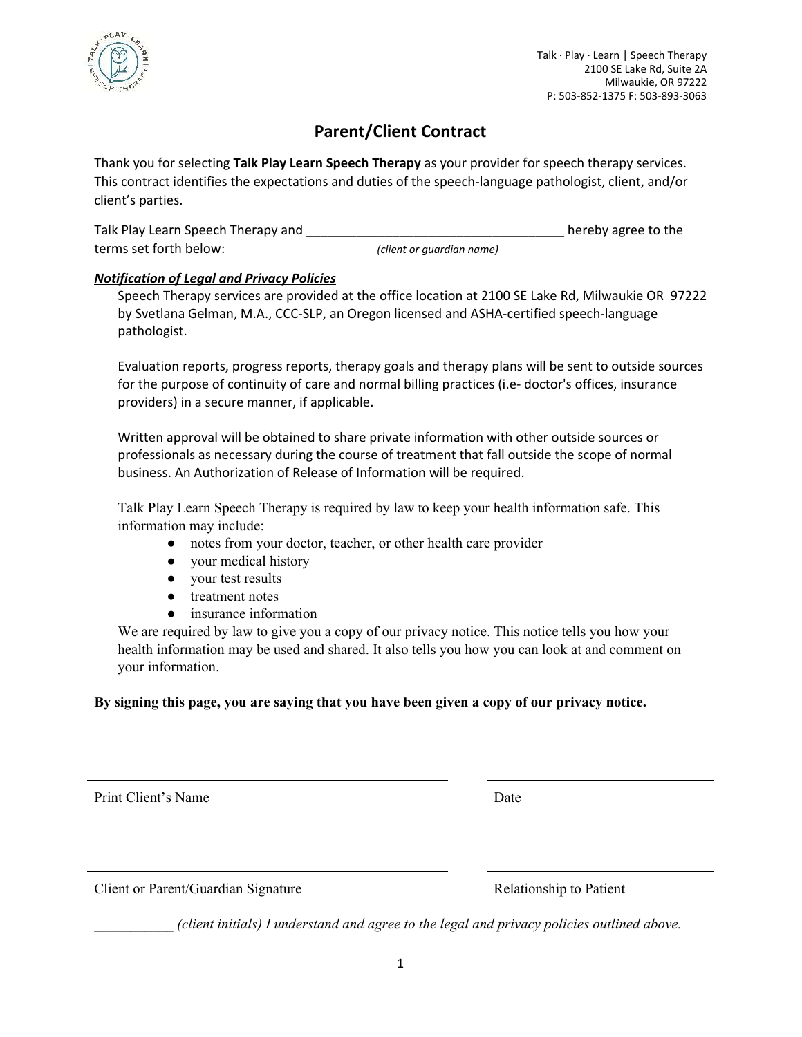Talk · Play · Learn | Speech Therapy
2100 SE Lake Rd, Suite 2A
Milwaukie, OR 97222
P: 503-852-1375 F: 503-893-3063

# Parent/Client Contract

Thank you for selecting **Talk Play Learn Speech Therapy** as your provider for speech therapy services. This contract identifies the expectations and duties of the speech-language pathologist, client, and/or client's parties.

Talk Play Learn Speech Therapy and ____________________________________ hereby agree to the terms set forth below: *(client or guardian name)*

***Notification of Legal and Privacy Policies***

Speech Therapy services are provided at the office location at 2100 SE Lake Rd, Milwaukie OR 97222 by Svetlana Gelman, M.A., CCC-SLP, an Oregon licensed and ASHA-certified speech-language pathologist.

Evaluation reports, progress reports, therapy goals and therapy plans will be sent to outside sources for the purpose of continuity of care and normal billing practices (i.e- doctor's offices, insurance providers) in a secure manner, if applicable.

Written approval will be obtained to share private information with other outside sources or professionals as necessary during the course of treatment that fall outside the scope of normal business. An Authorization of Release of Information will be required.

Talk Play Learn Speech Therapy is required by law to keep your health information safe. This information may include:

- notes from your doctor, teacher, or other health care provider
- your medical history
- your test results
- treatment notes
- insurance information

We are required by law to give you a copy of our privacy notice. This notice tells you how your health information may be used and shared. It also tells you how you can look at and comment on your information.

**By signing this page, you are saying that you have been given a copy of our privacy notice.**

____________________________________ ____________________

Print Client's Name Date

____________________________________ ____________________

Client or Parent/Guardian Signature Relationship to Patient

___________ *(client initials) I understand and agree to the legal and privacy policies outlined above.*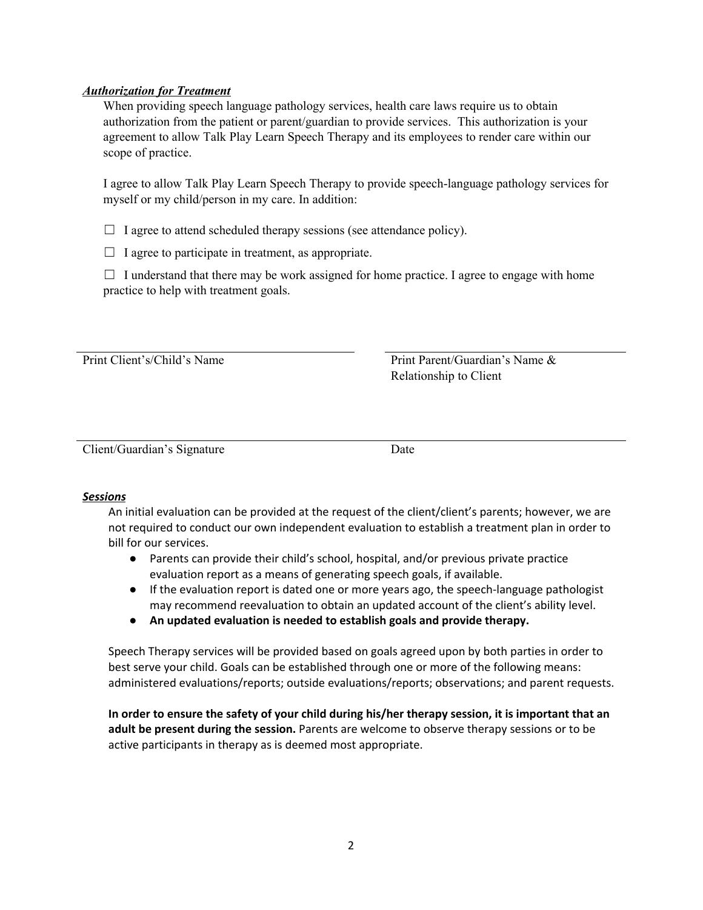***Authorization for Treatment***

When providing speech language pathology services, health care laws require us to obtain authorization from the patient or parent/guardian to provide services. This authorization is your agreement to allow Talk Play Learn Speech Therapy and its employees to render care within our scope of practice.

I agree to allow Talk Play Learn Speech Therapy to provide speech-language pathology services for myself or my child/person in my care. In addition:

☐ I agree to attend scheduled therapy sessions (see attendance policy).

☐ I agree to participate in treatment, as appropriate.

☐ I understand that there may be work assigned for home practice. I agree to engage with home practice to help with treatment goals.

\_\_\_\_\_\_\_\_\_\_\_\_\_\_\_\_\_\_\_\_\_\_\_\_\_\_\_\_\_\_\_\_\_\_\_\_ \_\_\_\_\_\_\_\_\_\_\_\_\_\_\_\_\_\_\_\_\_\_\_\_\_\_\_\_\_\_\_\_\_\_\_\_

Print Client's/Child's Name — Print Parent/Guardian's Name & Relationship to Client

\_\_\_\_\_\_\_\_\_\_\_\_\_\_\_\_\_\_\_\_\_\_\_\_\_\_\_\_\_\_\_\_\_\_\_\_\_\_\_\_\_\_\_\_\_\_\_\_\_\_\_\_\_\_\_\_\_\_\_\_\_\_\_\_\_\_\_\_\_\_

Client/Guardian's Signature — Date

***Sessions***

An initial evaluation can be provided at the request of the client/client's parents; however, we are not required to conduct our own independent evaluation to establish a treatment plan in order to bill for our services.

- Parents can provide their child's school, hospital, and/or previous private practice evaluation report as a means of generating speech goals, if available.
- If the evaluation report is dated one or more years ago, the speech-language pathologist may recommend reevaluation to obtain an updated account of the client's ability level.
- **An updated evaluation is needed to establish goals and provide therapy.**

Speech Therapy services will be provided based on goals agreed upon by both parties in order to best serve your child. Goals can be established through one or more of the following means: administered evaluations/reports; outside evaluations/reports; observations; and parent requests.

**In order to ensure the safety of your child during his/her therapy session, it is important that an adult be present during the session.** Parents are welcome to observe therapy sessions or to be active participants in therapy as is deemed most appropriate.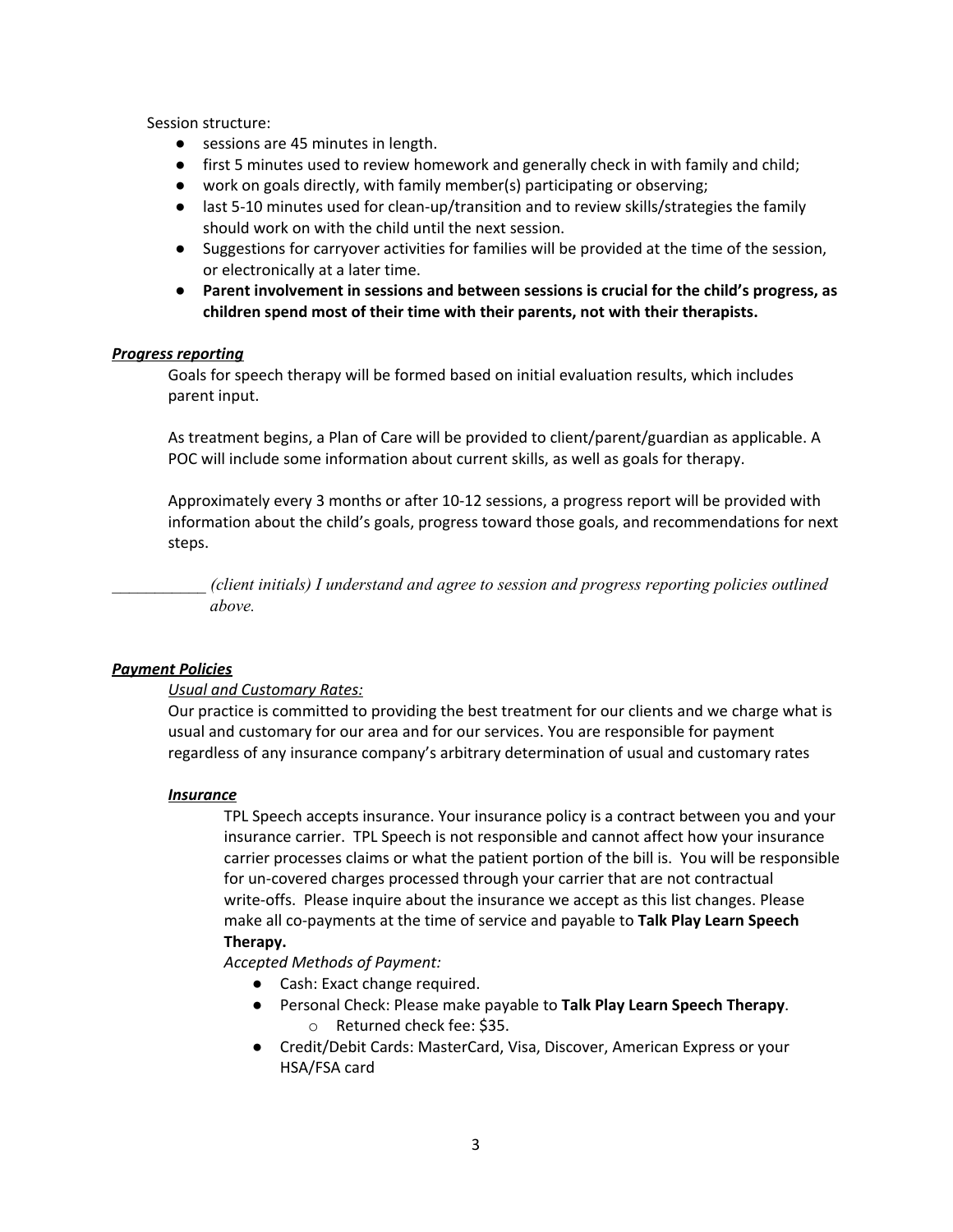Session structure:

- sessions are 45 minutes in length.
- first 5 minutes used to review homework and generally check in with family and child;
- work on goals directly, with family member(s) participating or observing;
- last 5-10 minutes used for clean-up/transition and to review skills/strategies the family should work on with the child until the next session.
- Suggestions for carryover activities for families will be provided at the time of the session, or electronically at a later time.
- **Parent involvement in sessions and between sessions is crucial for the child's progress, as children spend most of their time with their parents, not with their therapists.**

***Progress reporting***

Goals for speech therapy will be formed based on initial evaluation results, which includes parent input.

As treatment begins, a Plan of Care will be provided to client/parent/guardian as applicable. A POC will include some information about current skills, as well as goals for therapy.

Approximately every 3 months or after 10-12 sessions, a progress report will be provided with information about the child's goals, progress toward those goals, and recommendations for next steps.

___________ *(client initials) I understand and agree to session and progress reporting policies outlined above.*

***Payment Policies***

*Usual and Customary Rates:*

Our practice is committed to providing the best treatment for our clients and we charge what is usual and customary for our area and for our services. You are responsible for payment regardless of any insurance company's arbitrary determination of usual and customary rates

***Insurance***

TPL Speech accepts insurance. Your insurance policy is a contract between you and your insurance carrier. TPL Speech is not responsible and cannot affect how your insurance carrier processes claims or what the patient portion of the bill is. You will be responsible for un-covered charges processed through your carrier that are not contractual write-offs. Please inquire about the insurance we accept as this list changes. Please make all co-payments at the time of service and payable to **Talk Play Learn Speech Therapy.**

*Accepted Methods of Payment:*

- Cash: Exact change required.
- Personal Check: Please make payable to **Talk Play Learn Speech Therapy**.
  - Returned check fee: $35.
- Credit/Debit Cards: MasterCard, Visa, Discover, American Express or your HSA/FSA card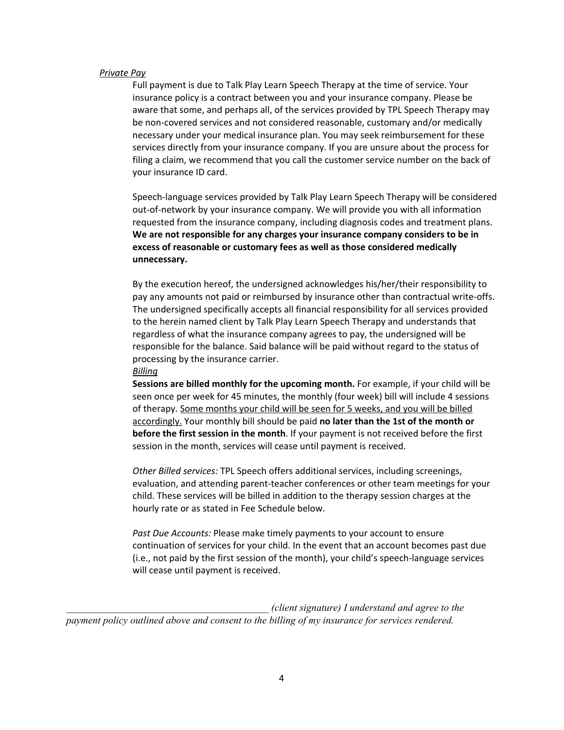*Private Pay*

Full payment is due to Talk Play Learn Speech Therapy at the time of service. Your insurance policy is a contract between you and your insurance company. Please be aware that some, and perhaps all, of the services provided by TPL Speech Therapy may be non-covered services and not considered reasonable, customary and/or medically necessary under your medical insurance plan. You may seek reimbursement for these services directly from your insurance company. If you are unsure about the process for filing a claim, we recommend that you call the customer service number on the back of your insurance ID card.

Speech-language services provided by Talk Play Learn Speech Therapy will be considered out-of-network by your insurance company. We will provide you with all information requested from the insurance company, including diagnosis codes and treatment plans. **We are not responsible for any charges your insurance company considers to be in excess of reasonable or customary fees as well as those considered medically unnecessary.**

By the execution hereof, the undersigned acknowledges his/her/their responsibility to pay any amounts not paid or reimbursed by insurance other than contractual write-offs. The undersigned specifically accepts all financial responsibility for all services provided to the herein named client by Talk Play Learn Speech Therapy and understands that regardless of what the insurance company agrees to pay, the undersigned will be responsible for the balance. Said balance will be paid without regard to the status of processing by the insurance carrier.

*Billing*

**Sessions are billed monthly for the upcoming month.** For example, if your child will be seen once per week for 45 minutes, the monthly (four week) bill will include 4 sessions of therapy. Some months your child will be seen for 5 weeks, and you will be billed accordingly. Your monthly bill should be paid **no later than the 1st of the month or before the first session in the month**. If your payment is not received before the first session in the month, services will cease until payment is received.

*Other Billed services:* TPL Speech offers additional services, including screenings, evaluation, and attending parent-teacher conferences or other team meetings for your child. These services will be billed in addition to the therapy session charges at the hourly rate or as stated in Fee Schedule below.

*Past Due Accounts:* Please make timely payments to your account to ensure continuation of services for your child. In the event that an account becomes past due (i.e., not paid by the first session of the month), your child's speech-language services will cease until payment is received.

________________________________________ *(client signature) I understand and agree to the payment policy outlined above and consent to the billing of my insurance for services rendered.*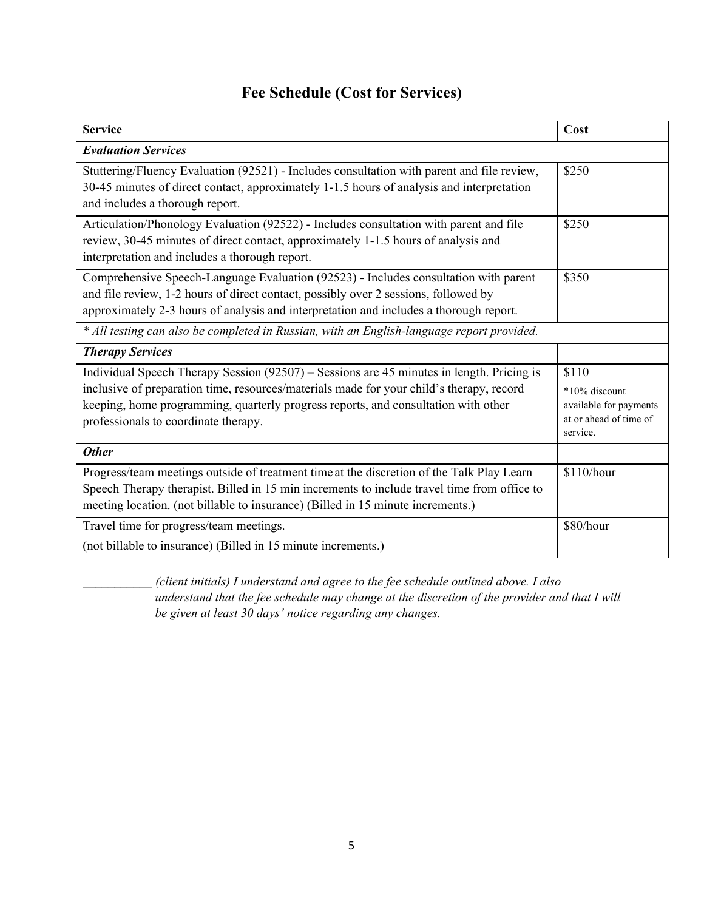# Fee Schedule (Cost for Services)

| **Service** | **Cost** |
|---|---|
| ***Evaluation Services*** | |
| Stuttering/Fluency Evaluation (92521) - Includes consultation with parent and file review, 30-45 minutes of direct contact, approximately 1-1.5 hours of analysis and interpretation and includes a thorough report. | $250 |
| Articulation/Phonology Evaluation (92522) - Includes consultation with parent and file review, 30-45 minutes of direct contact, approximately 1-1.5 hours of analysis and interpretation and includes a thorough report. | $250 |
| Comprehensive Speech-Language Evaluation (92523) - Includes consultation with parent and file review, 1-2 hours of direct contact, possibly over 2 sessions, followed by approximately 2-3 hours of analysis and interpretation and includes a thorough report. | $350 |
| *\* All testing can also be completed in Russian, with an English-language report provided.* | |
| ***Therapy Services*** | |
| Individual Speech Therapy Session (92507) – Sessions are 45 minutes in length. Pricing is inclusive of preparation time, resources/materials made for your child's therapy, record keeping, home programming, quarterly progress reports, and consultation with other professionals to coordinate therapy. | $110 *10% discount available for payments at or ahead of time of service. |
| ***Other*** | |
| Progress/team meetings outside of treatment time at the discretion of the Talk Play Learn Speech Therapy therapist. Billed in 15 min increments to include travel time from office to meeting location. (not billable to insurance) (Billed in 15 minute increments.) | $110/hour |
| Travel time for progress/team meetings. (not billable to insurance) (Billed in 15 minute increments.) | $80/hour |

___________ *(client initials) I understand and agree to the fee schedule outlined above. I also understand that the fee schedule may change at the discretion of the provider and that I will be given at least 30 days' notice regarding any changes.*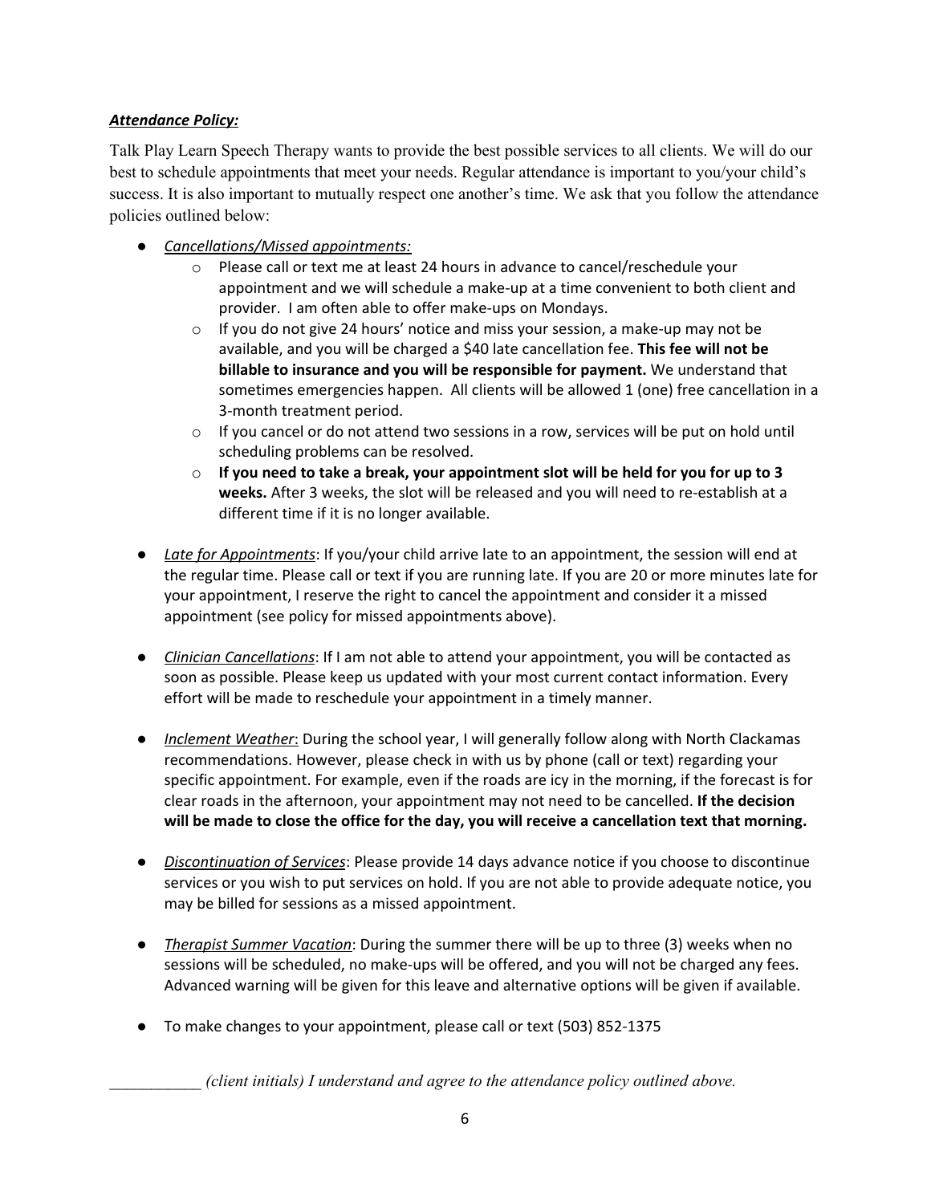***Attendance Policy:***

Talk Play Learn Speech Therapy wants to provide the best possible services to all clients. We will do our best to schedule appointments that meet your needs. Regular attendance is important to you/your child's success. It is also important to mutually respect one another's time. We ask that you follow the attendance policies outlined below:

- *Cancellations/Missed appointments:*
  - Please call or text me at least 24 hours in advance to cancel/reschedule your appointment and we will schedule a make-up at a time convenient to both client and provider. I am often able to offer make-ups on Mondays.
  - If you do not give 24 hours' notice and miss your session, a make-up may not be available, and you will be charged a $40 late cancellation fee. **This fee will not be billable to insurance and you will be responsible for payment.** We understand that sometimes emergencies happen. All clients will be allowed 1 (one) free cancellation in a 3-month treatment period.
  - If you cancel or do not attend two sessions in a row, services will be put on hold until scheduling problems can be resolved.
  - **If you need to take a break, your appointment slot will be held for you for up to 3 weeks.** After 3 weeks, the slot will be released and you will need to re-establish at a different time if it is no longer available.

- *Late for Appointments*: If you/your child arrive late to an appointment, the session will end at the regular time. Please call or text if you are running late. If you are 20 or more minutes late for your appointment, I reserve the right to cancel the appointment and consider it a missed appointment (see policy for missed appointments above).

- *Clinician Cancellations*: If I am not able to attend your appointment, you will be contacted as soon as possible. Please keep us updated with your most current contact information. Every effort will be made to reschedule your appointment in a timely manner.

- *Inclement Weather*: During the school year, I will generally follow along with North Clackamas recommendations. However, please check in with us by phone (call or text) regarding your specific appointment. For example, even if the roads are icy in the morning, if the forecast is for clear roads in the afternoon, your appointment may not need to be cancelled. **If the decision will be made to close the office for the day, you will receive a cancellation text that morning.**

- *Discontinuation of Services*: Please provide 14 days advance notice if you choose to discontinue services or you wish to put services on hold. If you are not able to provide adequate notice, you may be billed for sessions as a missed appointment.

- *Therapist Summer Vacation*: During the summer there will be up to three (3) weeks when no sessions will be scheduled, no make-ups will be offered, and you will not be charged any fees. Advanced warning will be given for this leave and alternative options will be given if available.

- To make changes to your appointment, please call or text (503) 852-1375

___________ *(client initials) I understand and agree to the attendance policy outlined above.*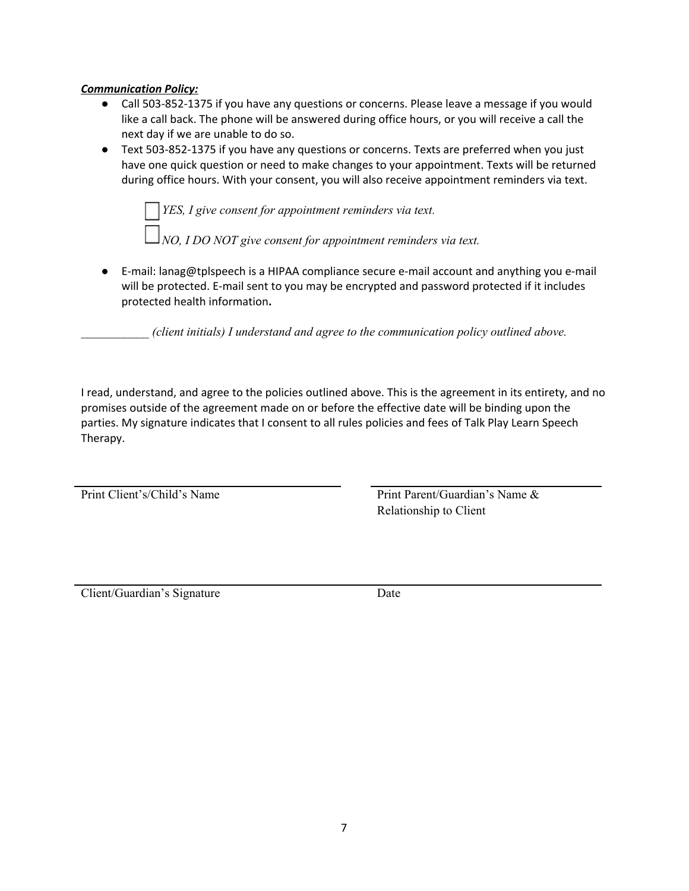***Communication Policy:***

- Call 503-852-1375 if you have any questions or concerns. Please leave a message if you would like a call back. The phone will be answered during office hours, or you will receive a call the next day if we are unable to do so.
- Text 503-852-1375 if you have any questions or concerns. Texts are preferred when you just have one quick question or need to make changes to your appointment. Texts will be returned during office hours. With your consent, you will also receive appointment reminders via text.

  ☐ *YES, I give consent for appointment reminders via text.*

  ☐ *NO, I DO NOT give consent for appointment reminders via text.*

- E-mail: lanag@tplspeech is a HIPAA compliance secure e-mail account and anything you e-mail will be protected. E-mail sent to you may be encrypted and password protected if it includes protected health information**.**

*___________ (client initials) I understand and agree to the communication policy outlined above.*

I read, understand, and agree to the policies outlined above. This is the agreement in its entirety, and no promises outside of the agreement made on or before the effective date will be binding upon the parties. My signature indicates that I consent to all rules policies and fees of Talk Play Learn Speech Therapy.

________________________________________
Print Client's/Child's Name

________________________________________
Print Parent/Guardian's Name & Relationship to Client

________________________________________
Client/Guardian's Signature

________________________________________
Date